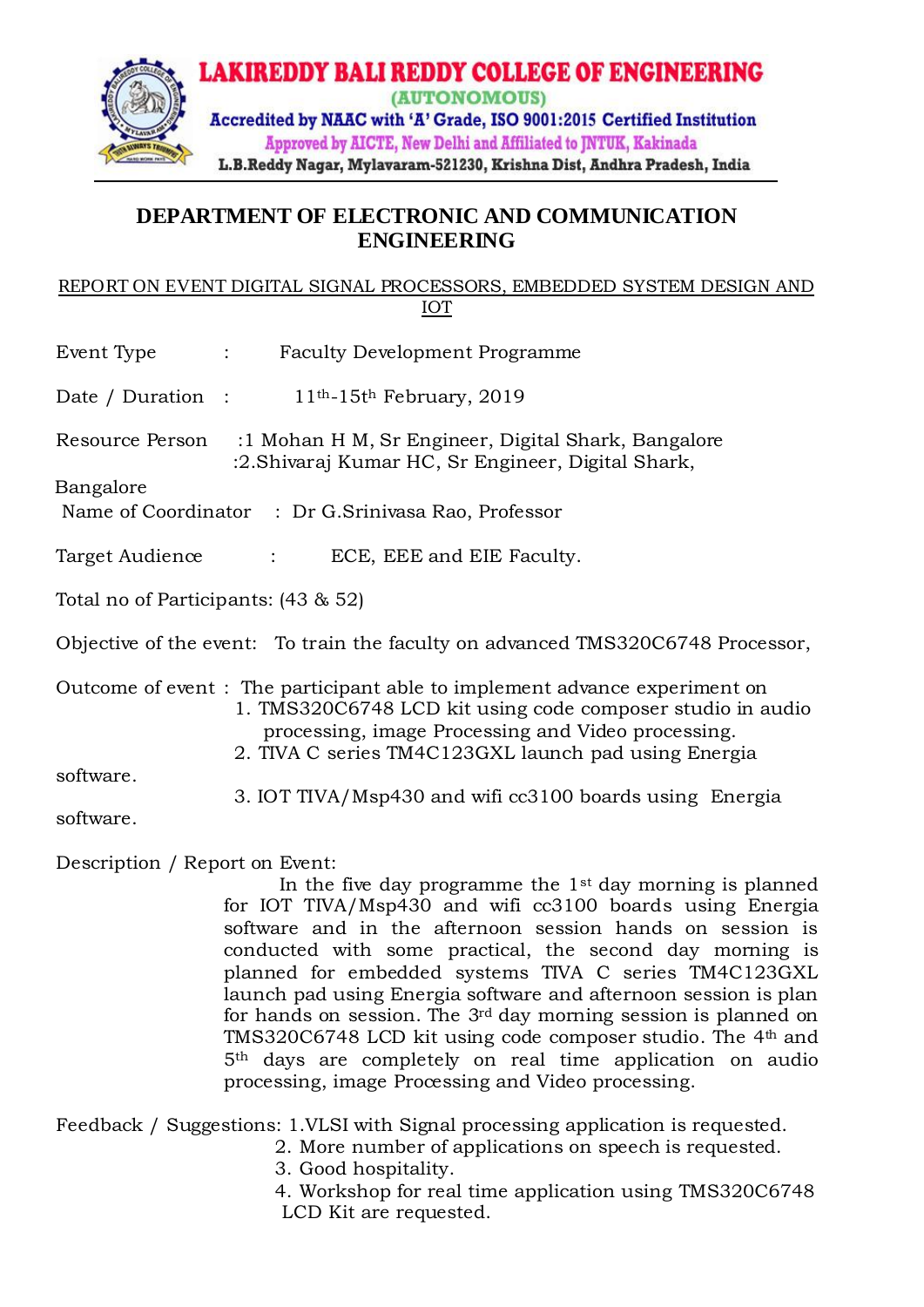# LAKIREDDY BALI REDDY COLLEGE OF ENGINEERING

(AUTONOMOUS)

Accredited by NAAC with 'A' Grade, ISO 9001:2015 Certified Institution

Approved by AICTE, New Delhi and Affiliated to JNTUK, Kakinada

L.B.Reddy Nagar, Mylavaram-521230, Krishna Dist, Andhra Pradesh, India

## DEPARTMENT OF ELECTRONIC AND COMMUNICATION ENGINEERING

REPORT ON EVENT DIGITAL SIGNAL PROCESSORS, EMBEDDED SYSTEM DESIGN AND IOT

Event Type : Faculty Development Programme

Date / Duration : 11th-15th February, 2019

Resource Person :1 Mohan H M, Sr Engineer, Digital Shark, Bangalore
:2.Shivaraj Kumar HC, Sr Engineer, Digital Shark, Bangalore

Name of Coordinator : Dr G.Srinivasa Rao, Professor

Target Audience : ECE, EEE and EIE Faculty.

Total no of Participants: (43 & 52)

Objective of the event: To train the faculty on advanced TMS320C6748 Processor,

Outcome of event : The participant able to implement advance experiment on

1. TMS320C6748 LCD kit using code composer studio in audio processing, image Processing and Video processing.
2. TIVA C series TM4C123GXL launch pad using Energia software.
3. IOT TIVA/Msp430 and wifi cc3100 boards using Energia software.

Description / Report on Event:

In the five day programme the 1st day morning is planned for IOT TIVA/Msp430 and wifi cc3100 boards using Energia software and in the afternoon session hands on session is conducted with some practical, the second day morning is planned for embedded systems TIVA C series TM4C123GXL launch pad using Energia software and afternoon session is plan for hands on session. The 3rd day morning session is planned on TMS320C6748 LCD kit using code composer studio. The 4th and 5th days are completely on real time application on audio processing, image Processing and Video processing.

Feedback / Suggestions: 1.VLSI with Signal processing application is requested.

2. More number of applications on speech is requested.
3. Good hospitality.
4. Workshop for real time application using TMS320C6748 LCD Kit are requested.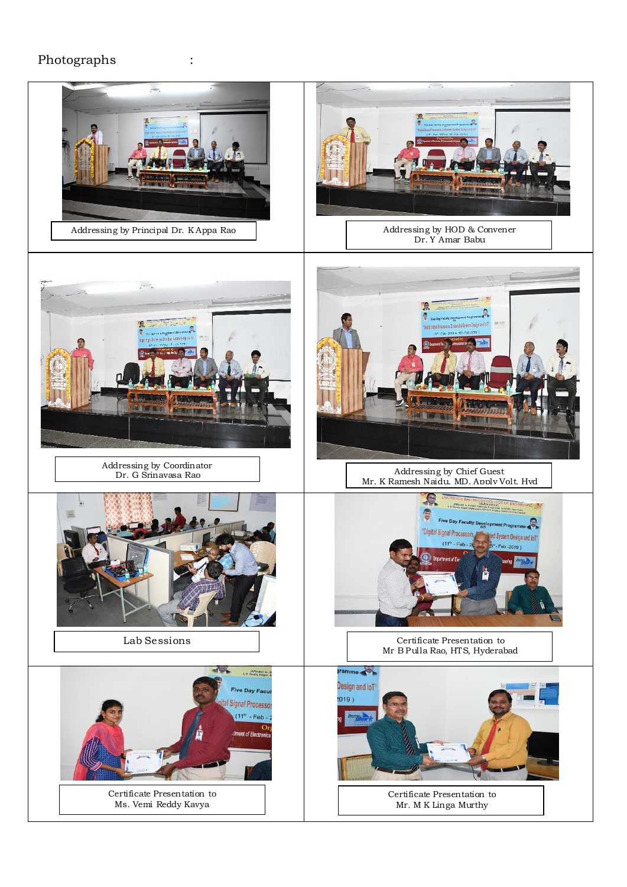Photographs :

| | |
|---|---|
| Addressing by Principal Dr. K Appa Rao | Addressing by HOD & Convener Dr. Y Amar Babu |
| Addressing by Coordinator Dr. G Srinavasa Rao | Addressing by Chief Guest Mr. K Ramesh Naidu, MD, Apply Volt, Hyd |
| Lab Sessions | Certificate Presentation to Mr B Pulla Rao, HTS, Hyderabad |
| Certificate Presentation to Ms. Vemi Reddy Kavya | Certificate Presentation to Mr. M K Linga Murthy |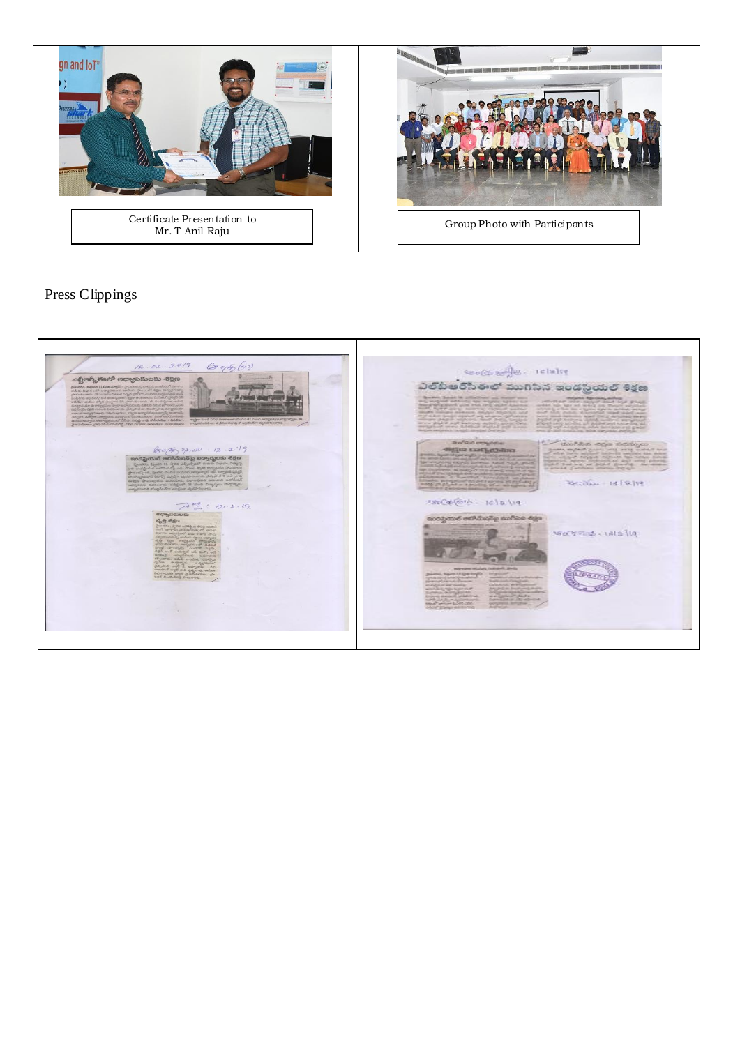| | |
|---|---|
| Certificate Presentation to Mr. T Anil Raju | Group Photo with Participants |

Press Clippings